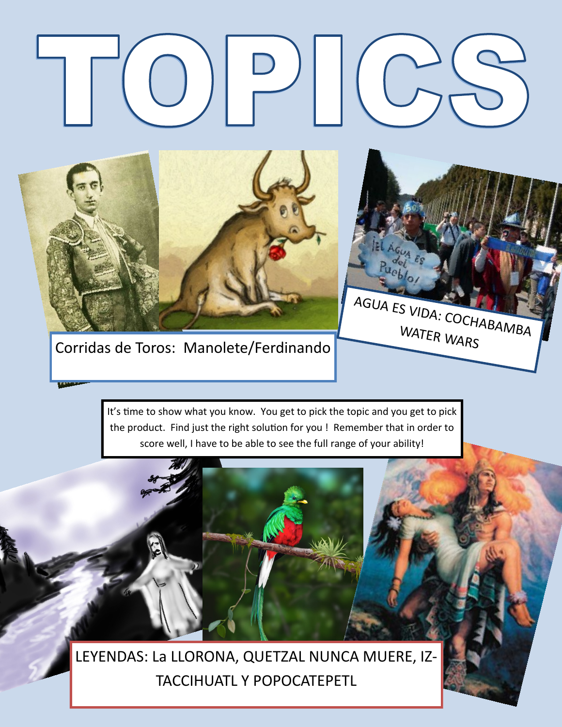# TOPICS

Corridas de Toros: Manolete/Ferdinando

AGUA ES VIDA: COCHABAMBA WATER WARS

It's time to show what you know. You get to pick the topic and you get to pick the product. Find just the right solution for you ! Remember that in order to score well, I have to be able to see the full range of your ability!

LEYENDAS: La LLORONA, QUETZAL NUNCA MUERE, IZTACCIHUATL Y POPOCATEPETL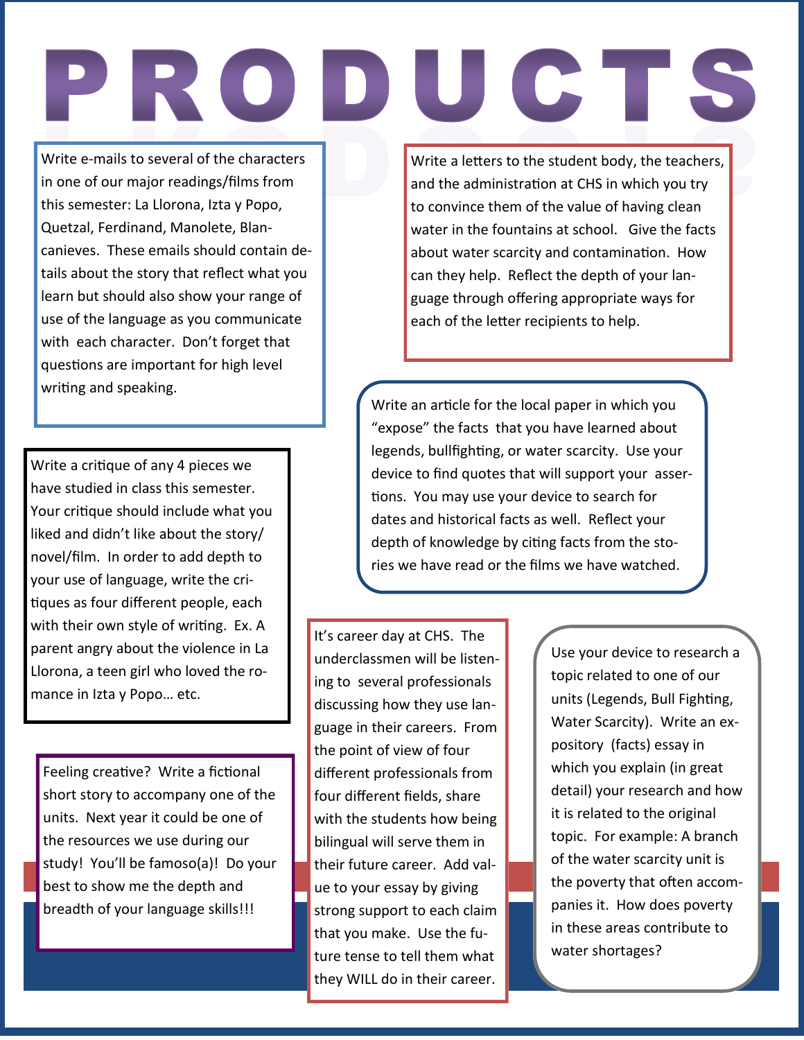# PRODUCTS

Write e-mails to several of the characters in one of our major readings/films from this semester: La Llorona, Izta y Popo, Quetzal, Ferdinand, Manolete, Blancanieves. These emails should contain details about the story that reflect what you learn but should also show your range of use of the language as you communicate with each character. Don't forget that questions are important for high level writing and speaking.

Write a letters to the student body, the teachers, and the administration at CHS in which you try to convince them of the value of having clean water in the fountains at school. Give the facts about water scarcity and contamination. How can they help. Reflect the depth of your language through offering appropriate ways for each of the letter recipients to help.

Write an article for the local paper in which you "expose" the facts that you have learned about legends, bullfighting, or water scarcity. Use your device to find quotes that will support your assertions. You may use your device to search for dates and historical facts as well. Reflect your depth of knowledge by citing facts from the stories we have read or the films we have watched.

Write a critique of any 4 pieces we have studied in class this semester. Your critique should include what you liked and didn't like about the story/novel/film. In order to add depth to your use of language, write the critiques as four different people, each with their own style of writing. Ex. A parent angry about the violence in La Llorona, a teen girl who loved the romance in Izta y Popo… etc.

It's career day at CHS. The underclassmen will be listening to several professionals discussing how they use language in their careers. From the point of view of four different professionals from four different fields, share with the students how being bilingual will serve them in their future career. Add value to your essay by giving strong support to each claim that you make. Use the future tense to tell them what they WILL do in their career.

Use your device to research a topic related to one of our units (Legends, Bull Fighting, Water Scarcity). Write an expository (facts) essay in which you explain (in great detail) your research and how it is related to the original topic. For example: A branch of the water scarcity unit is the poverty that often accompanies it. How does poverty in these areas contribute to water shortages?

Feeling creative? Write a fictional short story to accompany one of the units. Next year it could be one of the resources we use during our study! You'll be famoso(a)! Do your best to show me the depth and breadth of your language skills!!!